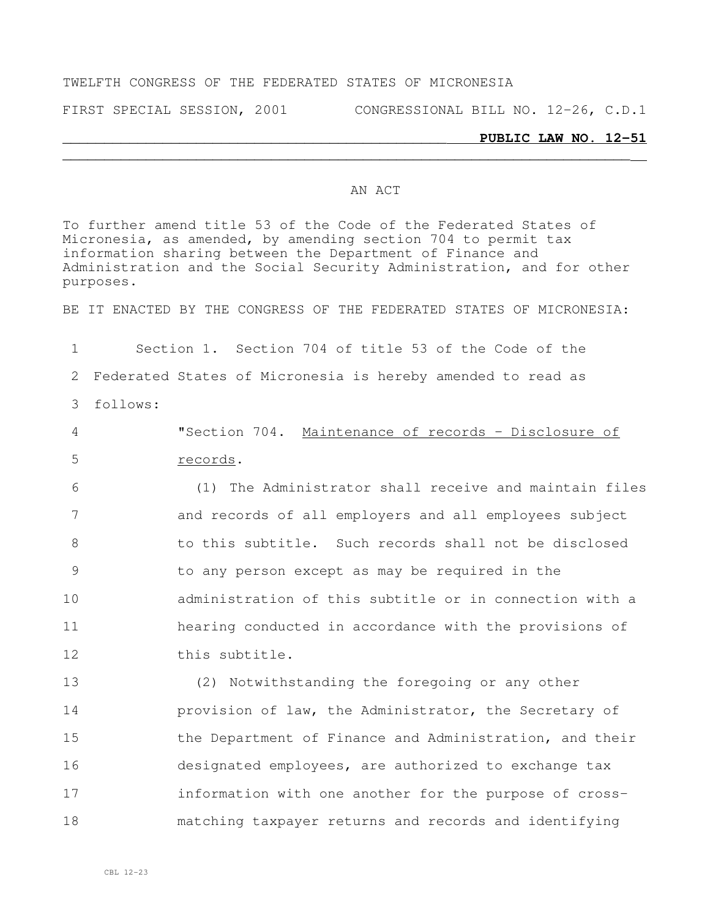TWELFTH CONGRESS OF THE FEDERATED STATES OF MICRONESIA

FIRST SPECIAL SESSION, 2001 CONGRESSIONAL BILL NO. 12-26, C.D.1

**PUBLIC LAW NO. 12-51**

AN ACT

To further amend title 53 of the Code of the Federated States of Micronesia, as amended, by amending section 704 to permit tax information sharing between the Department of Finance and Administration and the Social Security Administration, and for other purposes.

BE IT ENACTED BY THE CONGRESS OF THE FEDERATED STATES OF MICRONESIA:

1 Section 1. Section 704 of title 53 of the Code of the
2 Federated States of Micronesia is hereby amended to read as
3 follows:
4 "Section 704. Maintenance of records - Disclosure of
5 records.
6 (1) The Administrator shall receive and maintain files
7 and records of all employers and all employees subject
8 to this subtitle. Such records shall not be disclosed
9 to any person except as may be required in the
10 administration of this subtitle or in connection with a
11 hearing conducted in accordance with the provisions of
12 this subtitle.
13 (2) Notwithstanding the foregoing or any other
14 provision of law, the Administrator, the Secretary of
15 the Department of Finance and Administration, and their
16 designated employees, are authorized to exchange tax
17 information with one another for the purpose of cross-
18 matching taxpayer returns and records and identifying

CBL 12-23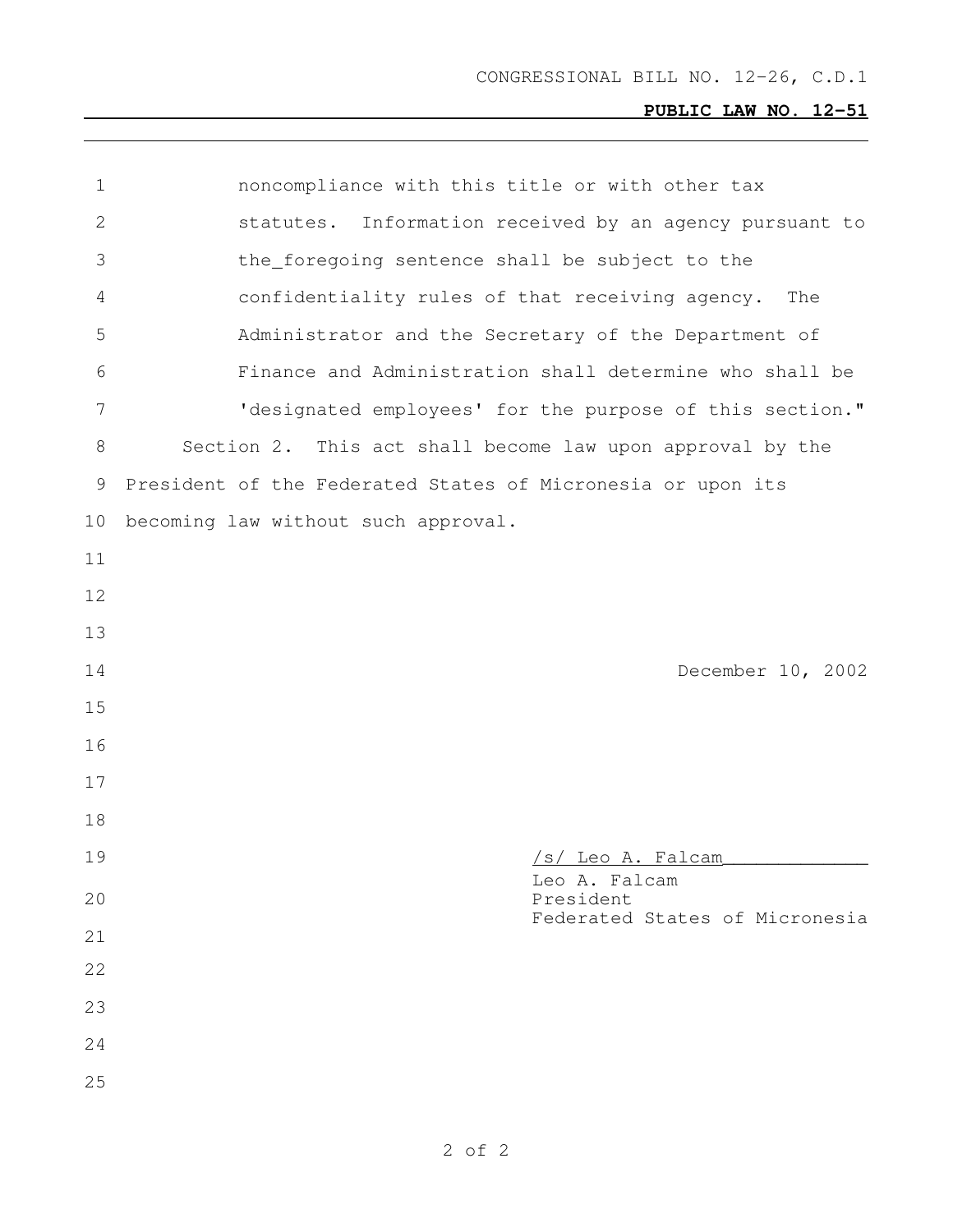noncompliance with this title or with other tax statutes. Information received by an agency pursuant to the_foregoing sentence shall be subject to the confidentiality rules of that receiving agency. The Administrator and the Secretary of the Department of Finance and Administration shall determine who shall be 'designated employees' for the purpose of this section."

Section 2. This act shall become law upon approval by the President of the Federated States of Micronesia or upon its becoming law without such approval.

December 10, 2002

/s/ Leo A. Falcam
Leo A. Falcam
President
Federated States of Micronesia